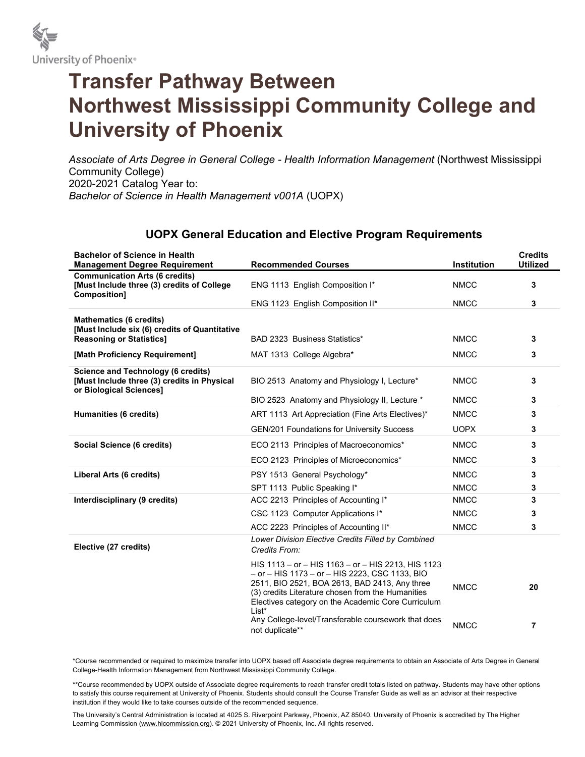University of Phoenix®

# Transfer Pathway Between Northwest Mississippi Community College and University of Phoenix

*Associate of Arts Degree in General College - Health Information Management* (Northwest Mississippi Community College)
2020-2021 Catalog Year to:
*Bachelor of Science in Health Management v001A* (UOPX)

## UOPX General Education and Elective Program Requirements

| Bachelor of Science in Health Management Degree Requirement | Recommended Courses | Institution | Credits Utilized |
|---|---|---|---|
| **Communication Arts (6 credits) [Must Include three (3) credits of College Composition]** | ENG 1113 English Composition I* | NMCC | **3** |
| | ENG 1123 English Composition II* | NMCC | **3** |
| **Mathematics (6 credits) [Must Include six (6) credits of Quantitative Reasoning or Statistics]** | BAD 2323 Business Statistics* | NMCC | **3** |
| **[Math Proficiency Requirement]** | MAT 1313 College Algebra* | NMCC | **3** |
| **Science and Technology (6 credits) [Must Include three (3) credits in Physical or Biological Sciences]** | BIO 2513 Anatomy and Physiology I, Lecture* | NMCC | **3** |
| | BIO 2523 Anatomy and Physiology II, Lecture * | NMCC | **3** |
| **Humanities (6 credits)** | ART 1113 Art Appreciation (Fine Arts Electives)* | NMCC | **3** |
| | GEN/201 Foundations for University Success | UOPX | **3** |
| **Social Science (6 credits)** | ECO 2113 Principles of Macroeconomics* | NMCC | **3** |
| | ECO 2123 Principles of Microeconomics* | NMCC | **3** |
| **Liberal Arts (6 credits)** | PSY 1513 General Psychology* | NMCC | **3** |
| | SPT 1113 Public Speaking I* | NMCC | **3** |
| **Interdisciplinary (9 credits)** | ACC 2213 Principles of Accounting I* | NMCC | **3** |
| | CSC 1123 Computer Applications I* | NMCC | **3** |
| | ACC 2223 Principles of Accounting II* | NMCC | **3** |
| **Elective (27 credits)** | *Lower Division Elective Credits Filled by Combined Credits From:* | | |
| | HIS 1113 – or – HIS 1163 – or – HIS 2213, HIS 1123 – or – HIS 1173 – or – HIS 2223, CSC 1133, BIO 2511, BIO 2521, BOA 2613, BAD 2413, Any three (3) credits Literature chosen from the Humanities Electives category on the Academic Core Curriculum List* | NMCC | **20** |
| | Any College-level/Transferable coursework that does not duplicate** | NMCC | **7** |

*Course recommended or required to maximize transfer into UOPX based off Associate degree requirements to obtain an Associate of Arts Degree in General College-Health Information Management from Northwest Mississippi Community College.

**Course recommended by UOPX outside of Associate degree requirements to reach transfer credit totals listed on pathway. Students may have other options to satisfy this course requirement at University of Phoenix. Students should consult the Course Transfer Guide as well as an advisor at their respective institution if they would like to take courses outside of the recommended sequence.

The University's Central Administration is located at 4025 S. Riverpoint Parkway, Phoenix, AZ 85040. University of Phoenix is accredited by The Higher Learning Commission (www.hlcommission.org). © 2021 University of Phoenix, Inc. All rights reserved.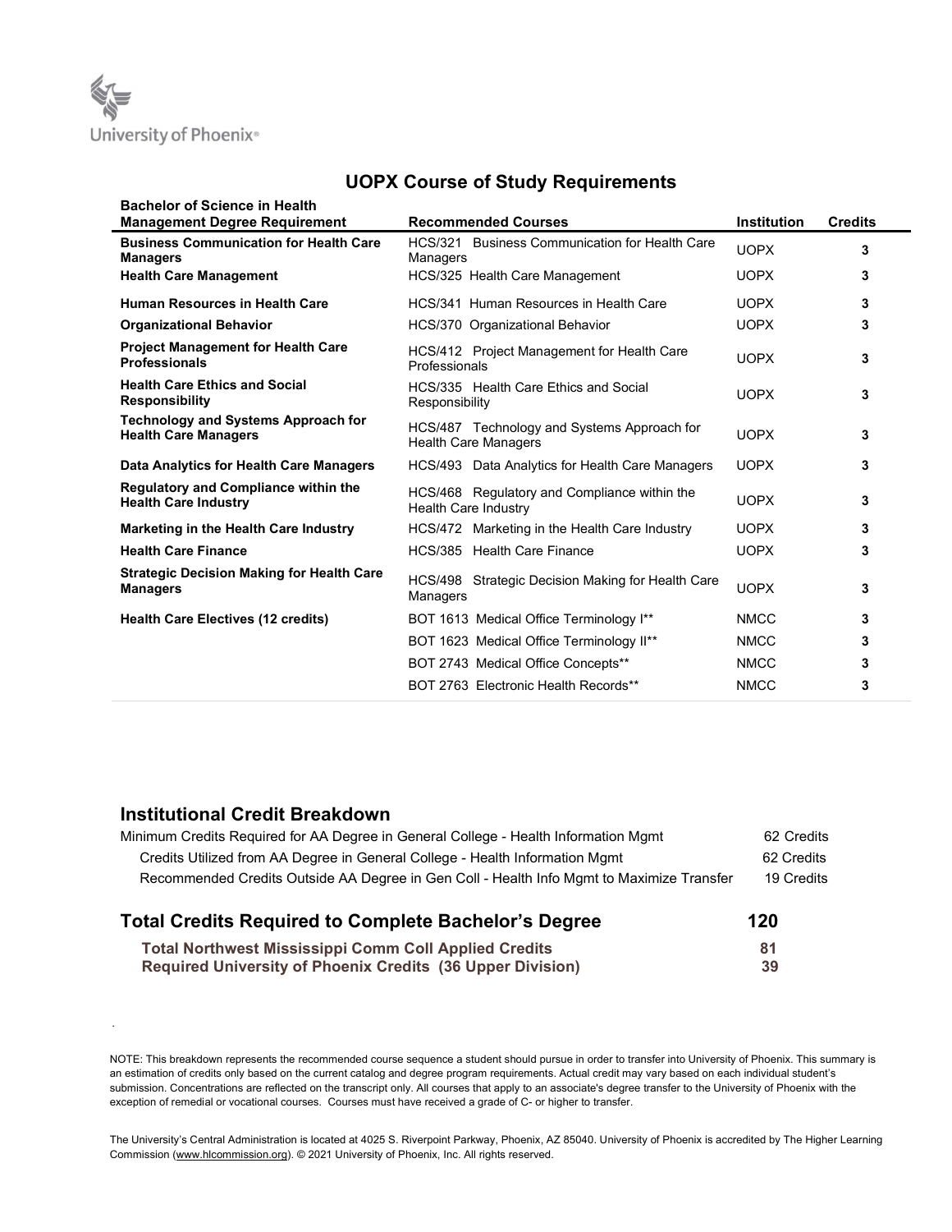University of Phoenix®

## UOPX Course of Study Requirements

| Bachelor of Science in Health Management Degree Requirement | Recommended Courses | Institution | Credits |
|---|---|---|---|
| **Business Communication for Health Care Managers** | HCS/321 Business Communication for Health Care Managers | UOPX | **3** |
| **Health Care Management** | HCS/325 Health Care Management | UOPX | **3** |
| **Human Resources in Health Care** | HCS/341 Human Resources in Health Care | UOPX | **3** |
| **Organizational Behavior** | HCS/370 Organizational Behavior | UOPX | **3** |
| **Project Management for Health Care Professionals** | HCS/412 Project Management for Health Care Professionals | UOPX | **3** |
| **Health Care Ethics and Social Responsibility** | HCS/335 Health Care Ethics and Social Responsibility | UOPX | **3** |
| **Technology and Systems Approach for Health Care Managers** | HCS/487 Technology and Systems Approach for Health Care Managers | UOPX | **3** |
| **Data Analytics for Health Care Managers** | HCS/493 Data Analytics for Health Care Managers | UOPX | **3** |
| **Regulatory and Compliance within the Health Care Industry** | HCS/468 Regulatory and Compliance within the Health Care Industry | UOPX | **3** |
| **Marketing in the Health Care Industry** | HCS/472 Marketing in the Health Care Industry | UOPX | **3** |
| **Health Care Finance** | HCS/385 Health Care Finance | UOPX | **3** |
| **Strategic Decision Making for Health Care Managers** | HCS/498 Strategic Decision Making for Health Care Managers | UOPX | **3** |
| **Health Care Electives (12 credits)** | BOT 1613 Medical Office Terminology I** | NMCC | **3** |
| | BOT 1623 Medical Office Terminology II** | NMCC | **3** |
| | BOT 2743 Medical Office Concepts** | NMCC | **3** |
| | BOT 2763 Electronic Health Records** | NMCC | **3** |

### Institutional Credit Breakdown

| | |
|---|---|
| Minimum Credits Required for AA Degree in General College - Health Information Mgmt | 62 Credits |
| Credits Utilized from AA Degree in General College - Health Information Mgmt | 62 Credits |
| Recommended Credits Outside AA Degree in Gen Coll - Health Info Mgmt to Maximize Transfer | 19 Credits |

| | |
|---|---|
| **Total Credits Required to Complete Bachelor's Degree** | **120** |
| **Total Northwest Mississippi Comm Coll Applied Credits** | **81** |
| **Required University of Phoenix Credits (36 Upper Division)** | **39** |

NOTE: This breakdown represents the recommended course sequence a student should pursue in order to transfer into University of Phoenix. This summary is an estimation of credits only based on the current catalog and degree program requirements. Actual credit may vary based on each individual student's submission. Concentrations are reflected on the transcript only. All courses that apply to an associate's degree transfer to the University of Phoenix with the exception of remedial or vocational courses. Courses must have received a grade of C- or higher to transfer.

The University's Central Administration is located at 4025 S. Riverpoint Parkway, Phoenix, AZ 85040. University of Phoenix is accredited by The Higher Learning Commission (www.hlcommission.org). © 2021 University of Phoenix, Inc. All rights reserved.